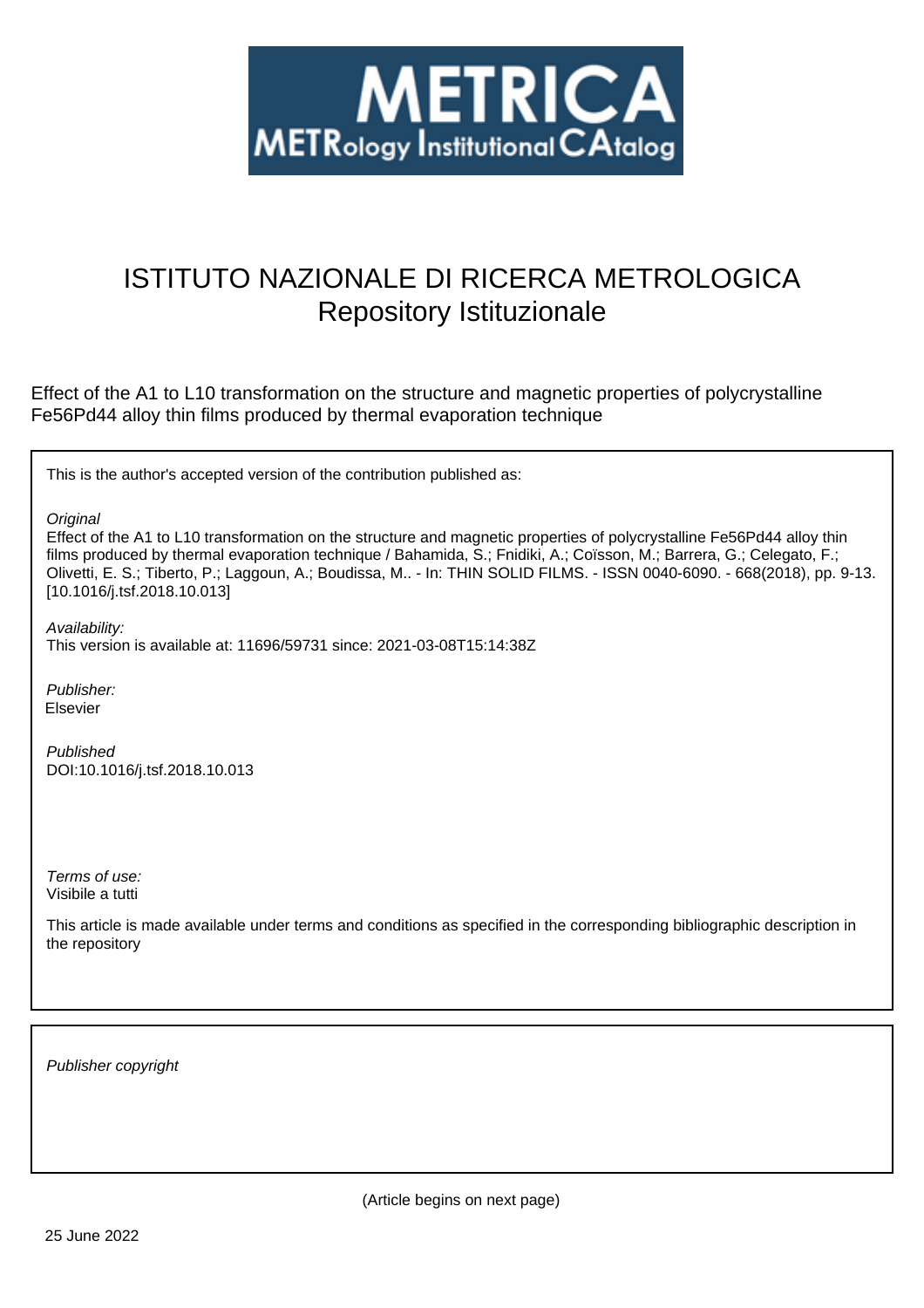# METRICA
**METRology Institutional CAtalog**

# ISTITUTO NAZIONALE DI RICERCA METROLOGICA
## Repository Istituzionale

Effect of the A1 to L10 transformation on the structure and magnetic properties of polycrystalline Fe56Pd44 alloy thin films produced by thermal evaporation technique

This is the author's accepted version of the contribution published as:

*Original*
Effect of the A1 to L10 transformation on the structure and magnetic properties of polycrystalline Fe56Pd44 alloy thin films produced by thermal evaporation technique / Bahamida, S.; Fnidiki, A.; Coïsson, M.; Barrera, G.; Celegato, F.; Olivetti, E. S.; Tiberto, P.; Laggoun, A.; Boudissa, M.. - In: THIN SOLID FILMS. - ISSN 0040-6090. - 668(2018), pp. 9-13. [10.1016/j.tsf.2018.10.013]

*Availability:*
This version is available at: 11696/59731 since: 2021-03-08T15:14:38Z

*Publisher:*
Elsevier

*Published*
DOI:10.1016/j.tsf.2018.10.013

*Terms of use:*
Visibile a tutti

This article is made available under terms and conditions as specified in the corresponding bibliographic description in the repository

*Publisher copyright*

(Article begins on next page)

25 June 2022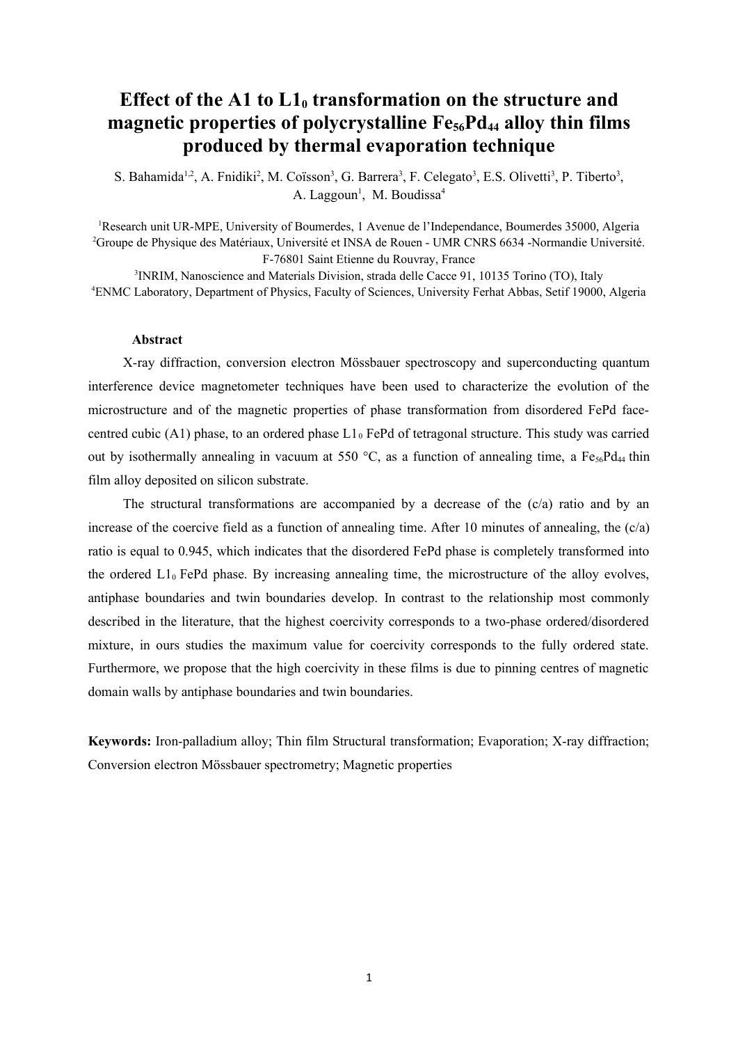# Effect of the A1 to $L1_0$ transformation on the structure and magnetic properties of polycrystalline $Fe_{56}Pd_{44}$ alloy thin films produced by thermal evaporation technique

S. Bahamida[1,2], A. Fnidiki[2], M. Coïsson[3], G. Barrera[3], F. Celegato[3], E.S. Olivetti[3], P. Tiberto[3], A. Laggoun[1], M. Boudissa[4]

[1]Research unit UR-MPE, University of Boumerdes, 1 Avenue de l'Independance, Boumerdes 35000, Algeria

[2]Groupe de Physique des Matériaux, Université et INSA de Rouen - UMR CNRS 6634 -Normandie Université. F-76801 Saint Etienne du Rouvray, France

[3]INRIM, Nanoscience and Materials Division, strada delle Cacce 91, 10135 Torino (TO), Italy

[4]ENMC Laboratory, Department of Physics, Faculty of Sciences, University Ferhat Abbas, Setif 19000, Algeria

**Abstract**

X-ray diffraction, conversion electron Mössbauer spectroscopy and superconducting quantum interference device magnetometer techniques have been used to characterize the evolution of the microstructure and of the magnetic properties of phase transformation from disordered FePd face-centred cubic (A1) phase, to an ordered phase $L1_0$ FePd of tetragonal structure. This study was carried out by isothermally annealing in vacuum at 550 °C, as a function of annealing time, a $Fe_{56}Pd_{44}$ thin film alloy deposited on silicon substrate.

The structural transformations are accompanied by a decrease of the (c/a) ratio and by an increase of the coercive field as a function of annealing time. After 10 minutes of annealing, the (c/a) ratio is equal to 0.945, which indicates that the disordered FePd phase is completely transformed into the ordered $L1_0$ FePd phase. By increasing annealing time, the microstructure of the alloy evolves, antiphase boundaries and twin boundaries develop. In contrast to the relationship most commonly described in the literature, that the highest coercivity corresponds to a two-phase ordered/disordered mixture, in ours studies the maximum value for coercivity corresponds to the fully ordered state. Furthermore, we propose that the high coercivity in these films is due to pinning centres of magnetic domain walls by antiphase boundaries and twin boundaries.

**Keywords:** Iron-palladium alloy; Thin film Structural transformation; Evaporation; X-ray diffraction; Conversion electron Mössbauer spectrometry; Magnetic properties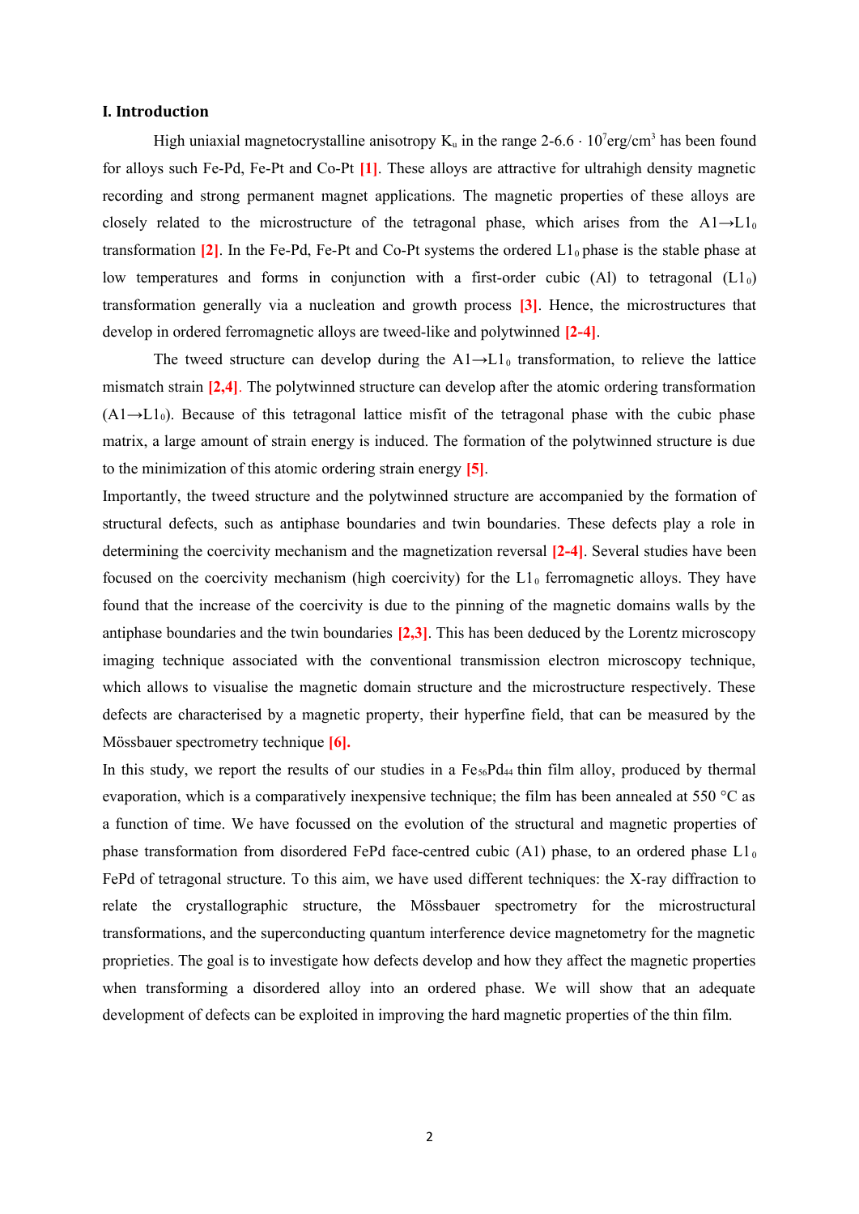## I. Introduction

High uniaxial magnetocrystalline anisotropy $K_u$ in the range 2-6.6 · $10^7$erg/cm$^3$ has been found for alloys such Fe-Pd, Fe-Pt and Co-Pt [1]. These alloys are attractive for ultrahigh density magnetic recording and strong permanent magnet applications. The magnetic properties of these alloys are closely related to the microstructure of the tetragonal phase, which arises from the A1→L1$_0$ transformation [2]. In the Fe-Pd, Fe-Pt and Co-Pt systems the ordered L1$_0$ phase is the stable phase at low temperatures and forms in conjunction with a first-order cubic (Al) to tetragonal (L1$_0$) transformation generally via a nucleation and growth process [3]. Hence, the microstructures that develop in ordered ferromagnetic alloys are tweed-like and polytwinned [2-4].

The tweed structure can develop during the A1→L1$_0$ transformation, to relieve the lattice mismatch strain [2,4]. The polytwinned structure can develop after the atomic ordering transformation (A1→L1$_0$). Because of this tetragonal lattice misfit of the tetragonal phase with the cubic phase matrix, a large amount of strain energy is induced. The formation of the polytwinned structure is due to the minimization of this atomic ordering strain energy [5].

Importantly, the tweed structure and the polytwinned structure are accompanied by the formation of structural defects, such as antiphase boundaries and twin boundaries. These defects play a role in determining the coercivity mechanism and the magnetization reversal [2-4]. Several studies have been focused on the coercivity mechanism (high coercivity) for the L1$_0$ ferromagnetic alloys. They have found that the increase of the coercivity is due to the pinning of the magnetic domains walls by the antiphase boundaries and the twin boundaries [2,3]. This has been deduced by the Lorentz microscopy imaging technique associated with the conventional transmission electron microscopy technique, which allows to visualise the magnetic domain structure and the microstructure respectively. These defects are characterised by a magnetic property, their hyperfine field, that can be measured by the Mössbauer spectrometry technique [6].

In this study, we report the results of our studies in a $Fe_{56}Pd_{44}$ thin film alloy, produced by thermal evaporation, which is a comparatively inexpensive technique; the film has been annealed at 550 °C as a function of time. We have focussed on the evolution of the structural and magnetic properties of phase transformation from disordered FePd face-centred cubic (A1) phase, to an ordered phase L1$_0$ FePd of tetragonal structure. To this aim, we have used different techniques: the X-ray diffraction to relate the crystallographic structure, the Mössbauer spectrometry for the microstructural transformations, and the superconducting quantum interference device magnetometry for the magnetic proprieties. The goal is to investigate how defects develop and how they affect the magnetic properties when transforming a disordered alloy into an ordered phase. We will show that an adequate development of defects can be exploited in improving the hard magnetic properties of the thin film.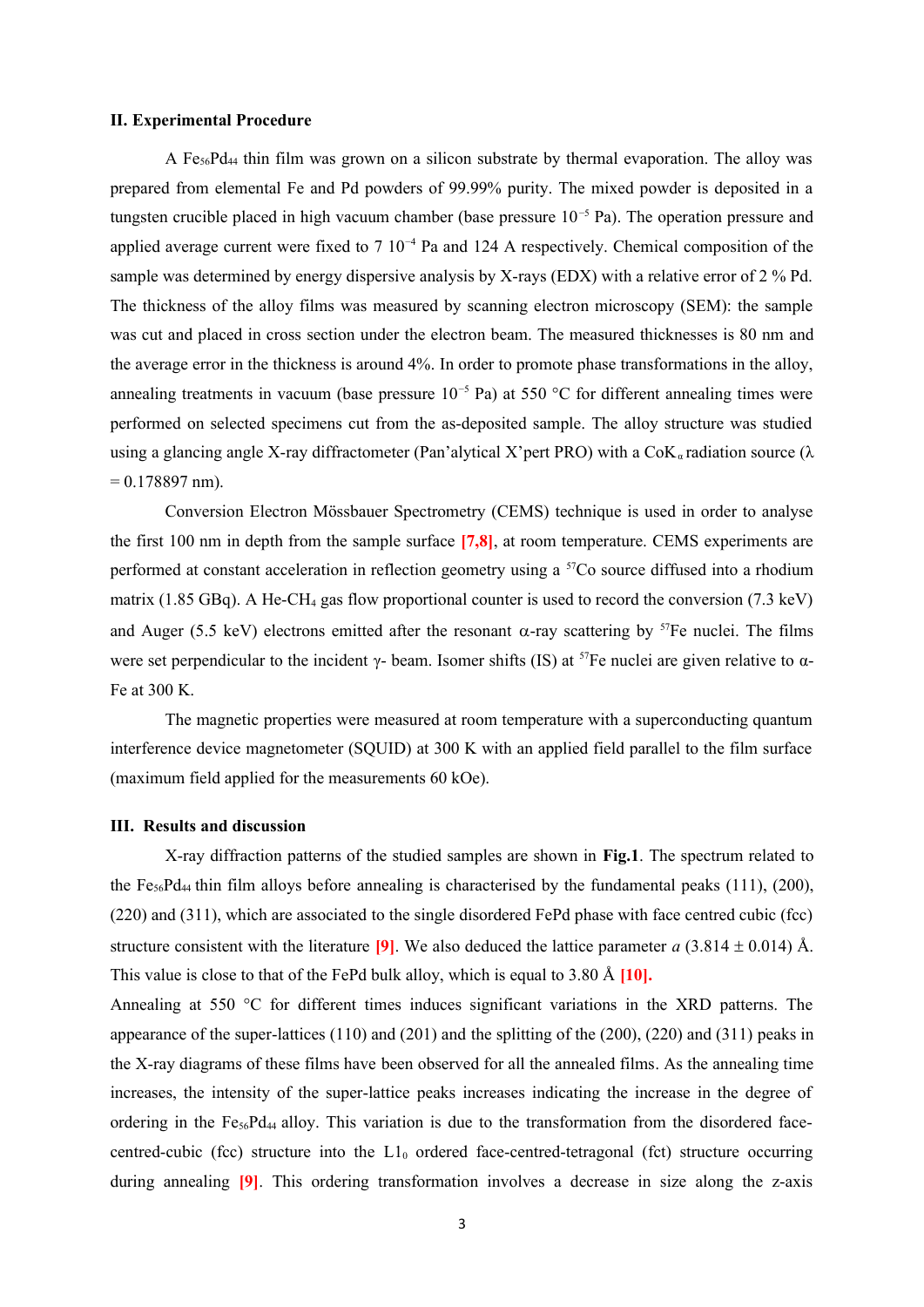## II. Experimental Procedure

A $Fe_{56}Pd_{44}$ thin film was grown on a silicon substrate by thermal evaporation. The alloy was prepared from elemental Fe and Pd powders of 99.99% purity. The mixed powder is deposited in a tungsten crucible placed in high vacuum chamber (base pressure $10^{-5}$ Pa). The operation pressure and applied average current were fixed to 7 $10^{-4}$ Pa and 124 A respectively. Chemical composition of the sample was determined by energy dispersive analysis by X-rays (EDX) with a relative error of 2 % Pd. The thickness of the alloy films was measured by scanning electron microscopy (SEM): the sample was cut and placed in cross section under the electron beam. The measured thicknesses is 80 nm and the average error in the thickness is around 4%. In order to promote phase transformations in the alloy, annealing treatments in vacuum (base pressure $10^{-5}$ Pa) at 550 °C for different annealing times were performed on selected specimens cut from the as-deposited sample. The alloy structure was studied using a glancing angle X-ray diffractometer (Pan'alytical X'pert PRO) with a $CoK_{\alpha}$ radiation source ($\lambda$ = 0.178897 nm).

Conversion Electron Mössbauer Spectrometry (CEMS) technique is used in order to analyse the first 100 nm in depth from the sample surface [7,8], at room temperature. CEMS experiments are performed at constant acceleration in reflection geometry using a $^{57}Co$ source diffused into a rhodium matrix (1.85 GBq). A He-$CH_4$ gas flow proportional counter is used to record the conversion (7.3 keV) and Auger (5.5 keV) electrons emitted after the resonant $\alpha$-ray scattering by $^{57}Fe$ nuclei. The films were set perpendicular to the incident $\gamma$- beam. Isomer shifts (IS) at $^{57}Fe$ nuclei are given relative to $\alpha$-Fe at 300 K.

The magnetic properties were measured at room temperature with a superconducting quantum interference device magnetometer (SQUID) at 300 K with an applied field parallel to the film surface (maximum field applied for the measurements 60 kOe).

## III. Results and discussion

X-ray diffraction patterns of the studied samples are shown in **Fig.1**. The spectrum related to the $Fe_{56}Pd_{44}$ thin film alloys before annealing is characterised by the fundamental peaks (111), (200), (220) and (311), which are associated to the single disordered FePd phase with face centred cubic (fcc) structure consistent with the literature [9]. We also deduced the lattice parameter $a$ (3.814 ± 0.014) Å. This value is close to that of the FePd bulk alloy, which is equal to 3.80 Å [10].

Annealing at 550 °C for different times induces significant variations in the XRD patterns. The appearance of the super-lattices (110) and (201) and the splitting of the (200), (220) and (311) peaks in the X-ray diagrams of these films have been observed for all the annealed films. As the annealing time increases, the intensity of the super-lattice peaks increases indicating the increase in the degree of ordering in the $Fe_{56}Pd_{44}$ alloy. This variation is due to the transformation from the disordered face-centred-cubic (fcc) structure into the $L1_0$ ordered face-centred-tetragonal (fct) structure occurring during annealing [9]. This ordering transformation involves a decrease in size along the z-axis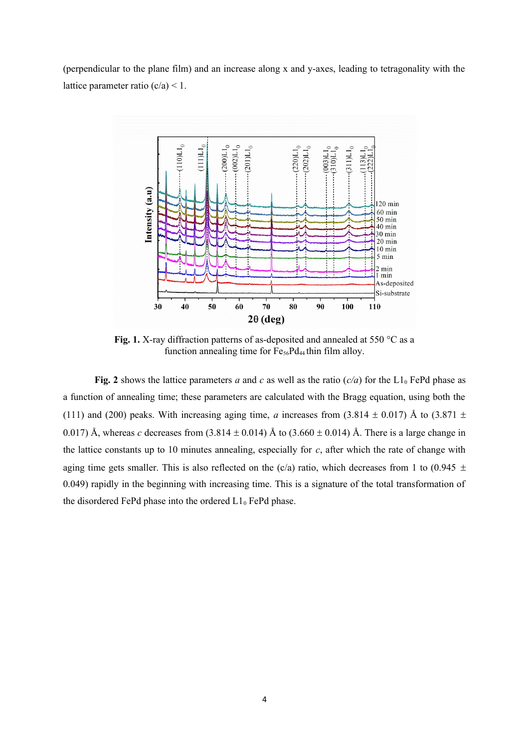(perpendicular to the plane film) and an increase along x and y-axes, leading to tetragonality with the lattice parameter ratio (c/a) < 1.

**Fig. 1.** X-ray diffraction patterns of as-deposited and annealed at 550 °C as a function annealing time for $Fe_{56}Pd_{44}$ thin film alloy.

**Fig. 2** shows the lattice parameters *a* and *c* as well as the ratio (*c/a*) for the $L1_0$ FePd phase as a function of annealing time; these parameters are calculated with the Bragg equation, using both the (111) and (200) peaks. With increasing aging time, *a* increases from (3.814 ± 0.017) Å to (3.871 ± 0.017) Å, whereas *c* decreases from (3.814 ± 0.014) Å to (3.660 ± 0.014) Å. There is a large change in the lattice constants up to 10 minutes annealing, especially for *c*, after which the rate of change with aging time gets smaller. This is also reflected on the (c/a) ratio, which decreases from 1 to (0.945 ± 0.049) rapidly in the beginning with increasing time. This is a signature of the total transformation of the disordered FePd phase into the ordered $L1_0$ FePd phase.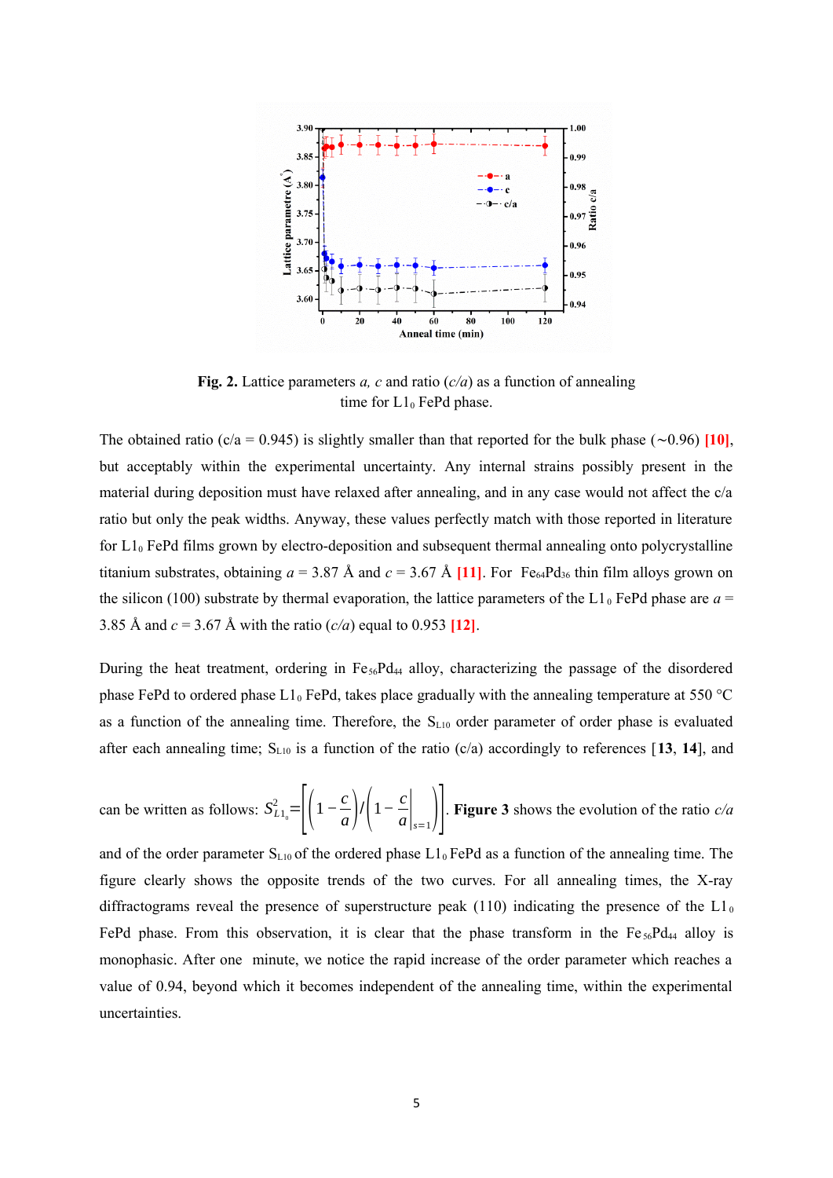**Fig. 2.** Lattice parameters *a, c* and ratio (*c/a*) as a function of annealing time for $L1_0$ FePd phase.

The obtained ratio (c/a = 0.945) is slightly smaller than that reported for the bulk phase (~0.96) [10], but acceptably within the experimental uncertainty. Any internal strains possibly present in the material during deposition must have relaxed after annealing, and in any case would not affect the c/a ratio but only the peak widths. Anyway, these values perfectly match with those reported in literature for $L1_0$ FePd films grown by electro-deposition and subsequent thermal annealing onto polycrystalline titanium substrates, obtaining *a* = 3.87 Å and *c* = 3.67 Å [11]. For $Fe_{64}Pd_{36}$ thin film alloys grown on the silicon (100) substrate by thermal evaporation, the lattice parameters of the $L1_0$ FePd phase are *a* = 3.85 Å and *c* = 3.67 Å with the ratio (*c/a*) equal to 0.953 [12].

During the heat treatment, ordering in $Fe_{56}Pd_{44}$ alloy, characterizing the passage of the disordered phase FePd to ordered phase $L1_0$ FePd, takes place gradually with the annealing temperature at 550 °C as a function of the annealing time. Therefore, the $S_{L10}$ order parameter of order phase is evaluated after each annealing time; $S_{L10}$ is a function of the ratio (c/a) accordingly to references [**13**, **14**], and can be written as follows: $S^2_{L1_0} = \left[\left(1-\frac{c}{a}\right)/\left(1-\frac{c}{a}\Big|_{s=1}\right)\right]$. **Figure 3** shows the evolution of the ratio *c/a* and of the order parameter $S_{L10}$ of the ordered phase $L1_0$ FePd as a function of the annealing time. The figure clearly shows the opposite trends of the two curves. For all annealing times, the X-ray diffractograms reveal the presence of superstructure peak (110) indicating the presence of the $L1_0$ FePd phase. From this observation, it is clear that the phase transform in the $Fe_{56}Pd_{44}$ alloy is monophasic. After one minute, we notice the rapid increase of the order parameter which reaches a value of 0.94, beyond which it becomes independent of the annealing time, within the experimental uncertainties.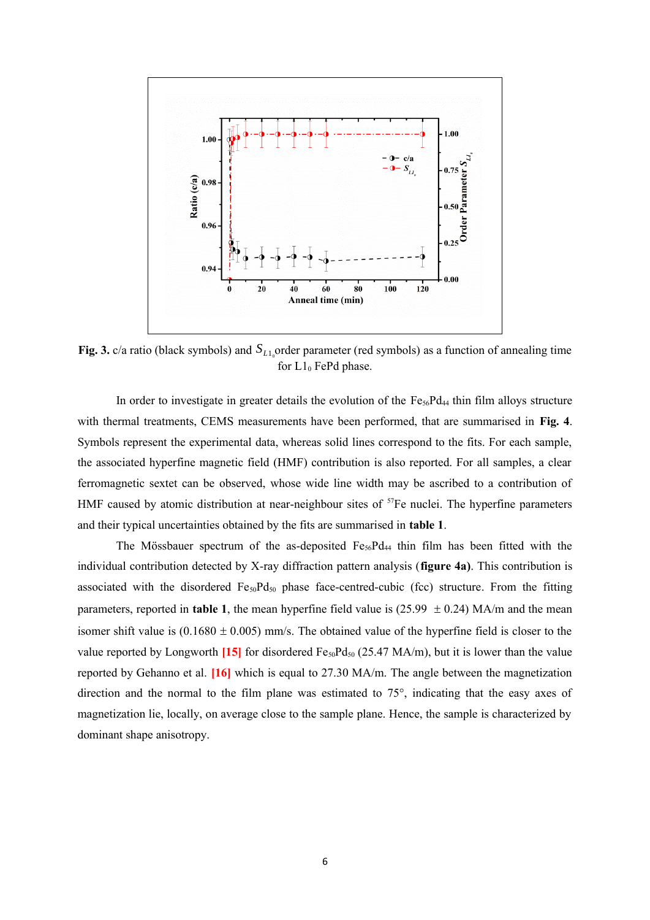**Fig. 3.** c/a ratio (black symbols) and $S_{L1_0}$ order parameter (red symbols) as a function of annealing time for L1$_0$ FePd phase.

In order to investigate in greater details the evolution of the $Fe_{56}Pd_{44}$ thin film alloys structure with thermal treatments, CEMS measurements have been performed, that are summarised in **Fig. 4**. Symbols represent the experimental data, whereas solid lines correspond to the fits. For each sample, the associated hyperfine magnetic field (HMF) contribution is also reported. For all samples, a clear ferromagnetic sextet can be observed, whose wide line width may be ascribed to a contribution of HMF caused by atomic distribution at near-neighbour sites of $^{57}$Fe nuclei. The hyperfine parameters and their typical uncertainties obtained by the fits are summarised in **table 1**.

The Mössbauer spectrum of the as-deposited $Fe_{56}Pd_{44}$ thin film has been fitted with the individual contribution detected by X-ray diffraction pattern analysis (**figure 4a)**. This contribution is associated with the disordered $Fe_{50}Pd_{50}$ phase face-centred-cubic (fcc) structure. From the fitting parameters, reported in **table 1**, the mean hyperfine field value is (25.99 $\pm$ 0.24) MA/m and the mean isomer shift value is (0.1680 $\pm$ 0.005) mm/s. The obtained value of the hyperfine field is closer to the value reported by Longworth [15] for disordered $Fe_{50}Pd_{50}$ (25.47 MA/m), but it is lower than the value reported by Gehanno et al. [16] which is equal to 27.30 MA/m. The angle between the magnetization direction and the normal to the film plane was estimated to 75°, indicating that the easy axes of magnetization lie, locally, on average close to the sample plane. Hence, the sample is characterized by dominant shape anisotropy.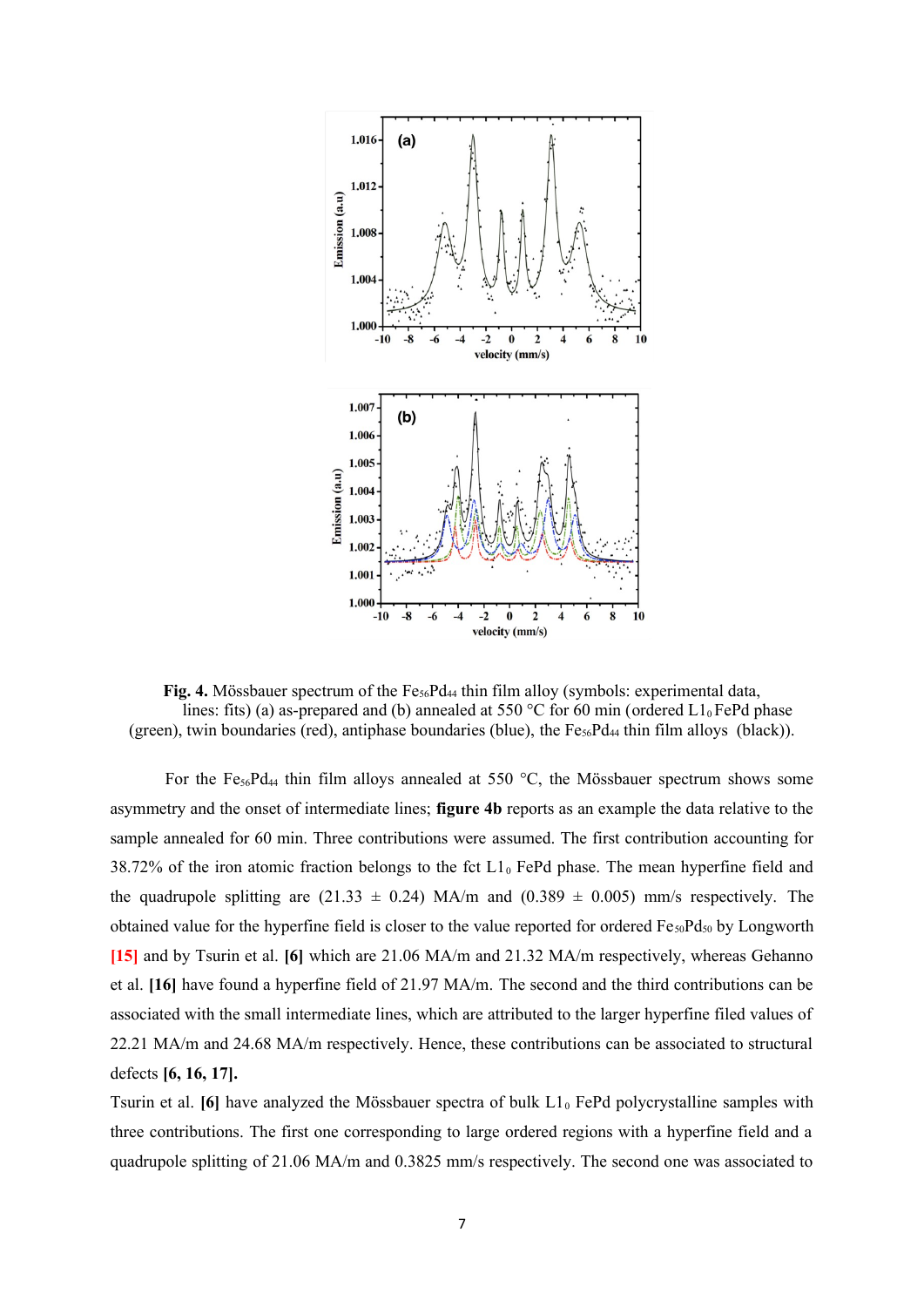**Fig. 4.** Mössbauer spectrum of the $Fe_{56}Pd_{44}$ thin film alloy (symbols: experimental data, lines: fits) (a) as-prepared and (b) annealed at 550 °C for 60 min (ordered $L1_0$ FePd phase (green), twin boundaries (red), antiphase boundaries (blue), the $Fe_{56}Pd_{44}$ thin film alloys (black)).

For the $Fe_{56}Pd_{44}$ thin film alloys annealed at 550 °C, the Mössbauer spectrum shows some asymmetry and the onset of intermediate lines; **figure 4b** reports as an example the data relative to the sample annealed for 60 min. Three contributions were assumed. The first contribution accounting for 38.72% of the iron atomic fraction belongs to the fct $L1_0$ FePd phase. The mean hyperfine field and the quadrupole splitting are (21.33 ± 0.24) MA/m and (0.389 ± 0.005) mm/s respectively. The obtained value for the hyperfine field is closer to the value reported for ordered $Fe_{50}Pd_{50}$ by Longworth [15] and by Tsurin et al. **[6]** which are 21.06 MA/m and 21.32 MA/m respectively, whereas Gehanno et al. **[16]** have found a hyperfine field of 21.97 MA/m. The second and the third contributions can be associated with the small intermediate lines, which are attributed to the larger hyperfine filed values of 22.21 MA/m and 24.68 MA/m respectively. Hence, these contributions can be associated to structural defects **[6, 16, 17].**

Tsurin et al. **[6]** have analyzed the Mössbauer spectra of bulk $L1_0$ FePd polycrystalline samples with three contributions. The first one corresponding to large ordered regions with a hyperfine field and a quadrupole splitting of 21.06 MA/m and 0.3825 mm/s respectively. The second one was associated to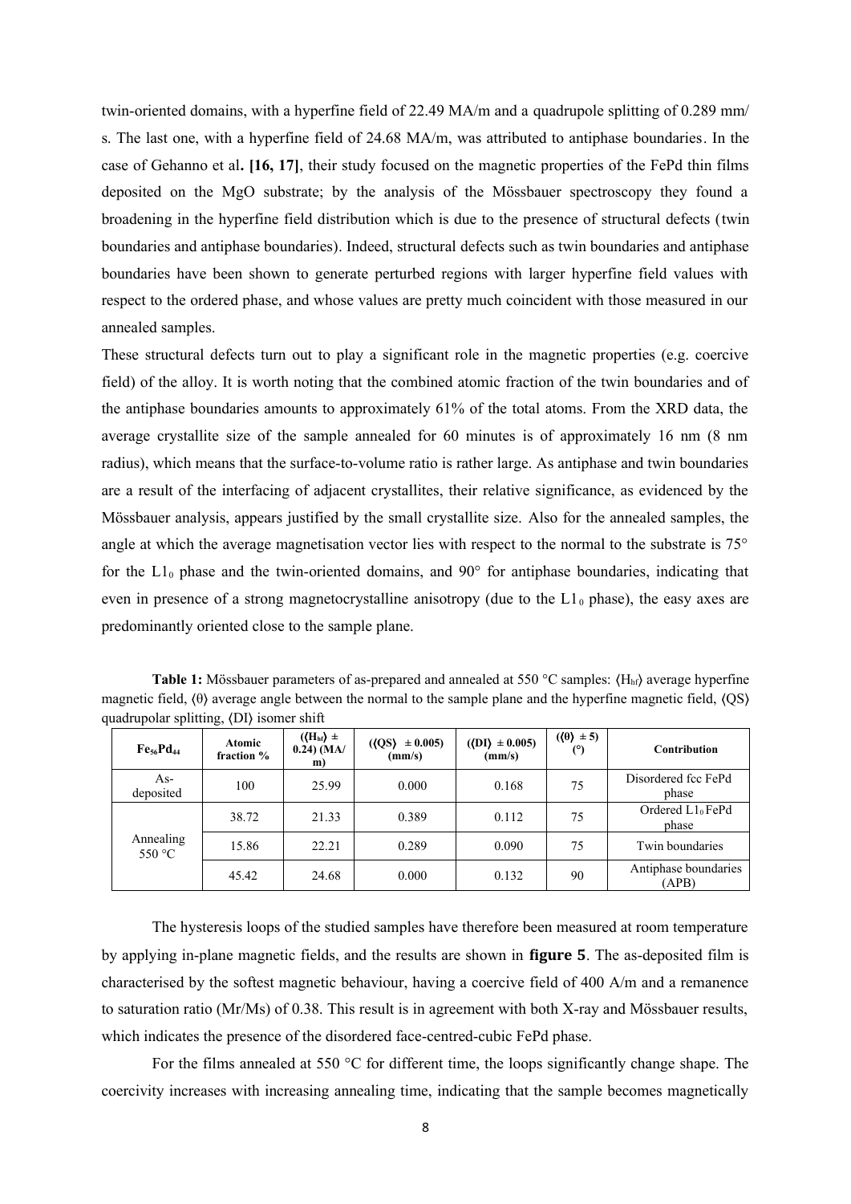twin-oriented domains, with a hyperfine field of 22.49 MA/m and a quadrupole splitting of 0.289 mm/s. The last one, with a hyperfine field of 24.68 MA/m, was attributed to antiphase boundaries. In the case of Gehanno et al**. [16, 17]**, their study focused on the magnetic properties of the FePd thin films deposited on the MgO substrate; by the analysis of the Mössbauer spectroscopy they found a broadening in the hyperfine field distribution which is due to the presence of structural defects (twin boundaries and antiphase boundaries). Indeed, structural defects such as twin boundaries and antiphase boundaries have been shown to generate perturbed regions with larger hyperfine field values with respect to the ordered phase, and whose values are pretty much coincident with those measured in our annealed samples.

These structural defects turn out to play a significant role in the magnetic properties (e.g. coercive field) of the alloy. It is worth noting that the combined atomic fraction of the twin boundaries and of the antiphase boundaries amounts to approximately 61% of the total atoms. From the XRD data, the average crystallite size of the sample annealed for 60 minutes is of approximately 16 nm (8 nm radius), which means that the surface-to-volume ratio is rather large. As antiphase and twin boundaries are a result of the interfacing of adjacent crystallites, their relative significance, as evidenced by the Mössbauer analysis, appears justified by the small crystallite size. Also for the annealed samples, the angle at which the average magnetisation vector lies with respect to the normal to the substrate is 75° for the $L1_0$ phase and the twin-oriented domains, and 90° for antiphase boundaries, indicating that even in presence of a strong magnetocrystalline anisotropy (due to the $L1_0$ phase), the easy axes are predominantly oriented close to the sample plane.

**Table 1:** Mössbauer parameters of as-prepared and annealed at 550 °C samples: $\langle H_{hf} \rangle$ average hyperfine magnetic field, $\langle \theta \rangle$ average angle between the normal to the sample plane and the hyperfine magnetic field, $\langle QS \rangle$ quadrupolar splitting, $\langle DI \rangle$ isomer shift

| $Fe_{56}Pd_{44}$ | Atomic fraction % | ($\langle H_{hf} \rangle$ ± 0.24) (MA/m) | ($\langle QS \rangle$ ± 0.005) (mm/s) | ($\langle DI \rangle$ ± 0.005) (mm/s) | ($\langle \theta \rangle$ ± 5) (°) | Contribution |
|---|---|---|---|---|---|---|
| As-deposited | 100 | 25.99 | 0.000 | 0.168 | 75 | Disordered fcc FePd phase |
| Annealing 550 °C | 38.72 | 21.33 | 0.389 | 0.112 | 75 | Ordered $L1_0$ FePd phase |
| | 15.86 | 22.21 | 0.289 | 0.090 | 75 | Twin boundaries |
| | 45.42 | 24.68 | 0.000 | 0.132 | 90 | Antiphase boundaries (APB) |

The hysteresis loops of the studied samples have therefore been measured at room temperature by applying in-plane magnetic fields, and the results are shown in **figure 5**. The as-deposited film is characterised by the softest magnetic behaviour, having a coercive field of 400 A/m and a remanence to saturation ratio (Mr/Ms) of 0.38. This result is in agreement with both X-ray and Mössbauer results, which indicates the presence of the disordered face-centred-cubic FePd phase.

For the films annealed at 550 °C for different time, the loops significantly change shape. The coercivity increases with increasing annealing time, indicating that the sample becomes magnetically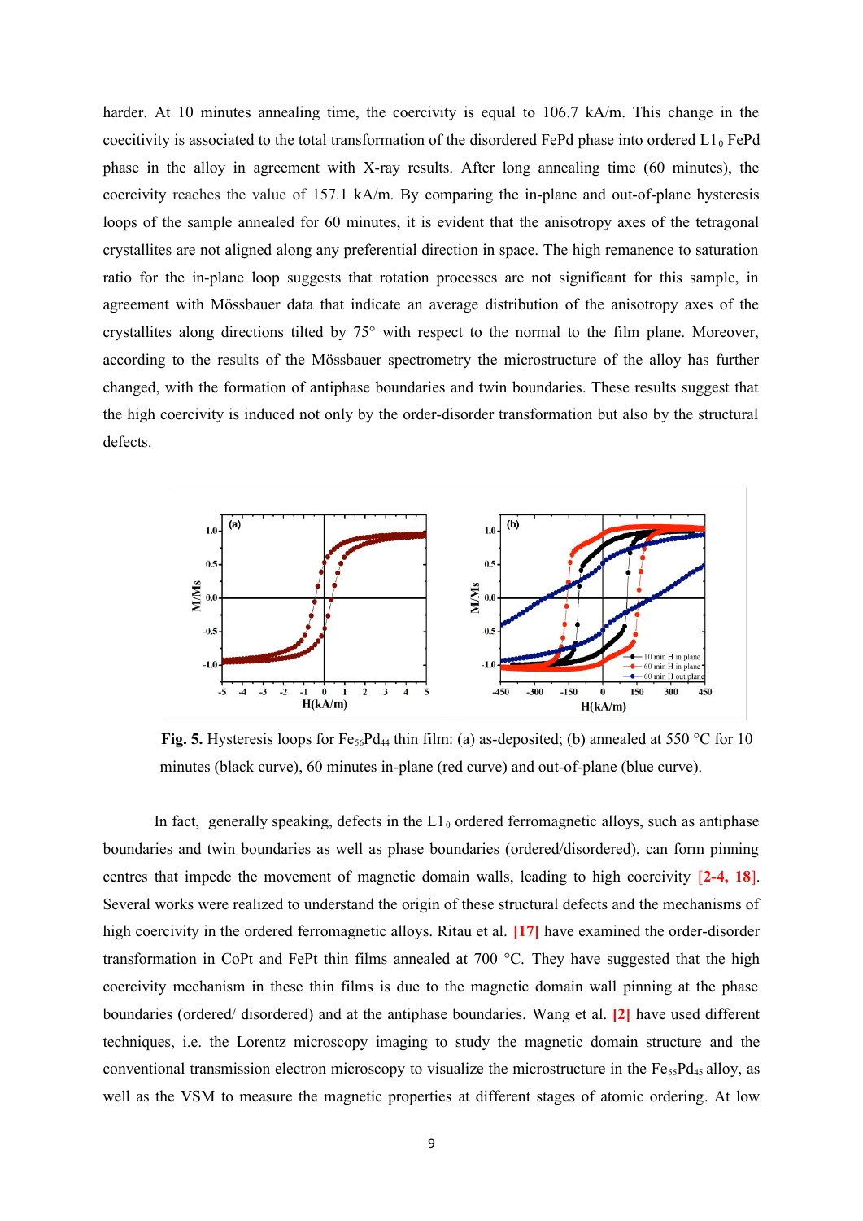harder. At 10 minutes annealing time, the coercivity is equal to 106.7 kA/m. This change in the coecitivity is associated to the total transformation of the disordered FePd phase into ordered $L1_0$ FePd phase in the alloy in agreement with X-ray results. After long annealing time (60 minutes), the coercivity reaches the value of 157.1 kA/m. By comparing the in-plane and out-of-plane hysteresis loops of the sample annealed for 60 minutes, it is evident that the anisotropy axes of the tetragonal crystallites are not aligned along any preferential direction in space. The high remenence to saturation ratio for the in-plane loop suggests that rotation processes are not significant for this sample, in agreement with Mössbauer data that indicate an average distribution of the anisotropy axes of the crystallites along directions tilted by 75° with respect to the normal to the film plane. Moreover, according to the results of the Mössbauer spectrometry the microstructure of the alloy has further changed, with the formation of antiphase boundaries and twin boundaries. These results suggest that the high coercivity is induced not only by the order-disorder transformation but also by the structural defects.

**Fig. 5.** Hysteresis loops for $Fe_{56}Pd_{44}$ thin film: (a) as-deposited; (b) annealed at 550 °C for 10 minutes (black curve), 60 minutes in-plane (red curve) and out-of-plane (blue curve).

In fact, generally speaking, defects in the $L1_0$ ordered ferromagnetic alloys, such as antiphase boundaries and twin boundaries as well as phase boundaries (ordered/disordered), can form pinning centres that impede the movement of magnetic domain walls, leading to high coercivity [2-4, 18]. Several works were realized to understand the origin of these structural defects and the mechanisms of high coercivity in the ordered ferromagnetic alloys. Ritau et al. [17] have examined the order-disorder transformation in CoPt and FePt thin films annealed at 700 °C. They have suggested that the high coercivity mechanism in these thin films is due to the magnetic domain wall pinning at the phase boundaries (ordered/ disordered) and at the antiphase boundaries. Wang et al. [2] have used different techniques, i.e. the Lorentz microscopy imaging to study the magnetic domain structure and the conventional transmission electron microscopy to visualize the microstructure in the $Fe_{55}Pd_{45}$ alloy, as well as the VSM to measure the magnetic properties at different stages of atomic ordering. At low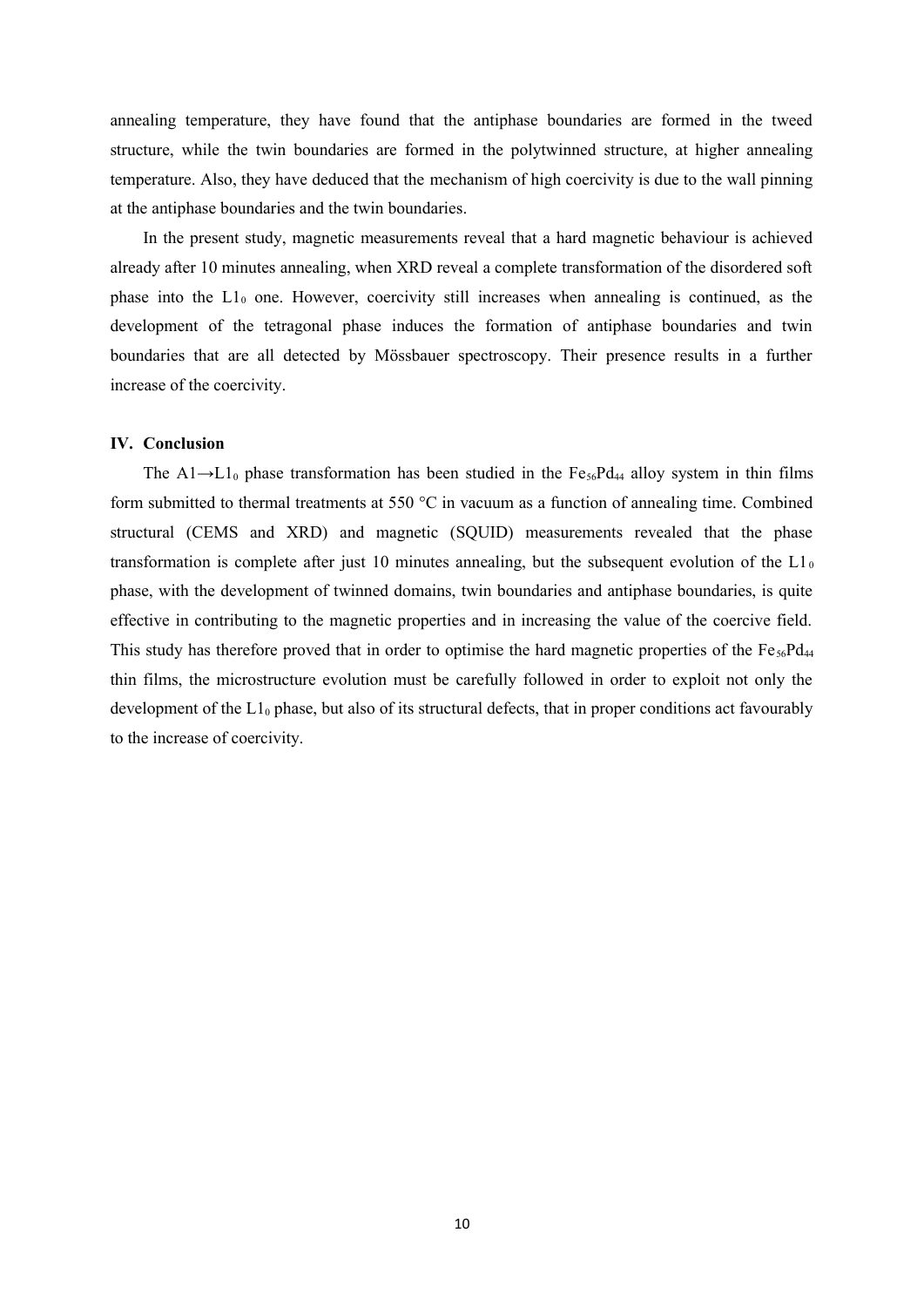annealing temperature, they have found that the antiphase boundaries are formed in the tweed structure, while the twin boundaries are formed in the polytwinned structure, at higher annealing temperature. Also, they have deduced that the mechanism of high coercivity is due to the wall pinning at the antiphase boundaries and the twin boundaries.

In the present study, magnetic measurements reveal that a hard magnetic behaviour is achieved already after 10 minutes annealing, when XRD reveal a complete transformation of the disordered soft phase into the $L1_0$ one. However, coercivity still increases when annealing is continued, as the development of the tetragonal phase induces the formation of antiphase boundaries and twin boundaries that are all detected by Mössbauer spectroscopy. Their presence results in a further increase of the coercivity.

## IV. Conclusion

The $A1 \rightarrow L1_0$ phase transformation has been studied in the $Fe_{56}Pd_{44}$ alloy system in thin films form submitted to thermal treatments at 550 °C in vacuum as a function of annealing time. Combined structural (CEMS and XRD) and magnetic (SQUID) measurements revealed that the phase transformation is complete after just 10 minutes annealing, but the subsequent evolution of the $L1_0$ phase, with the development of twinned domains, twin boundaries and antiphase boundaries, is quite effective in contributing to the magnetic properties and in increasing the value of the coercive field. This study has therefore proved that in order to optimise the hard magnetic properties of the $Fe_{56}Pd_{44}$ thin films, the microstructure evolution must be carefully followed in order to exploit not only the development of the $L1_0$ phase, but also of its structural defects, that in proper conditions act favourably to the increase of coercivity.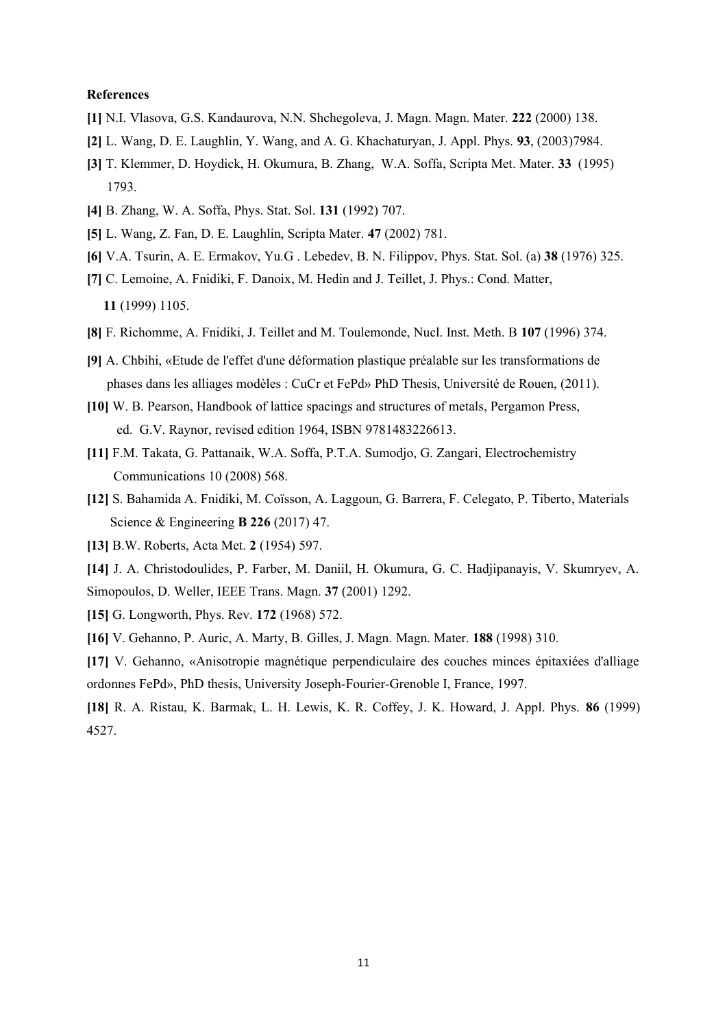**References**

**[1]** N.I. Vlasova, G.S. Kandaurova, N.N. Shchegoleva, J. Magn. Magn. Mater. **222** (2000) 138.

**[2]** L. Wang, D. E. Laughlin, Y. Wang, and A. G. Khachaturyan, J. Appl. Phys. **93**, (2003)7984.

**[3]** T. Klemmer, D. Hoydick, H. Okumura, B. Zhang, W.A. Soffa, Scripta Met. Mater. **33** (1995) 1793.

**[4]** B. Zhang, W. A. Soffa, Phys. Stat. Sol. **131** (1992) 707.

**[5]** L. Wang, Z. Fan, D. E. Laughlin, Scripta Mater. **47** (2002) 781.

**[6]** V.A. Tsurin, A. E. Ermakov, Yu.G . Lebedev, B. N. Filippov, Phys. Stat. Sol. (a) **38** (1976) 325.

**[7]** C. Lemoine, A. Fnidiki, F. Danoix, M. Hedin and J. Teillet, J. Phys.: Cond. Matter, **11** (1999) 1105.

**[8]** F. Richomme, A. Fnidiki, J. Teillet and M. Toulemonde, Nucl. Inst. Meth. B **107** (1996) 374.

**[9]** A. Chbihi, «Etude de l'effet d'une déformation plastique préalable sur les transformations de phases dans les alliages modèles : CuCr et FePd» PhD Thesis, Université de Rouen, (2011).

**[10]** W. B. Pearson, Handbook of lattice spacings and structures of metals, Pergamon Press, ed. G.V. Raynor, revised edition 1964, ISBN 9781483226613.

**[11]** F.M. Takata, G. Pattanaik, W.A. Soffa, P.T.A. Sumodjo, G. Zangari, Electrochemistry Communications 10 (2008) 568.

**[12]** S. Bahamida A. Fnidiki, M. Coïsson, A. Laggoun, G. Barrera, F. Celegato, P. Tiberto, Materials Science & Engineering **B 226** (2017) 47.

**[13]** B.W. Roberts, Acta Met. **2** (1954) 597.

**[14]** J. A. Christodoulides, P. Farber, M. Daniil, H. Okumura, G. C. Hadjipanayis, V. Skumryev, A. Simopoulos, D. Weller, IEEE Trans. Magn. **37** (2001) 1292.

**[15]** G. Longworth, Phys. Rev. **172** (1968) 572.

**[16]** V. Gehanno, P. Auric, A. Marty, B. Gilles, J. Magn. Magn. Mater. **188** (1998) 310.

**[17]** V. Gehanno, «Anisotropie magnétique perpendiculaire des couches minces épitaxiées d'alliage ordonnes FePd», PhD thesis, University Joseph-Fourier-Grenoble I, France, 1997.

**[18]** R. A. Ristau, K. Barmak, L. H. Lewis, K. R. Coffey, J. K. Howard, J. Appl. Phys. **86** (1999) 4527.